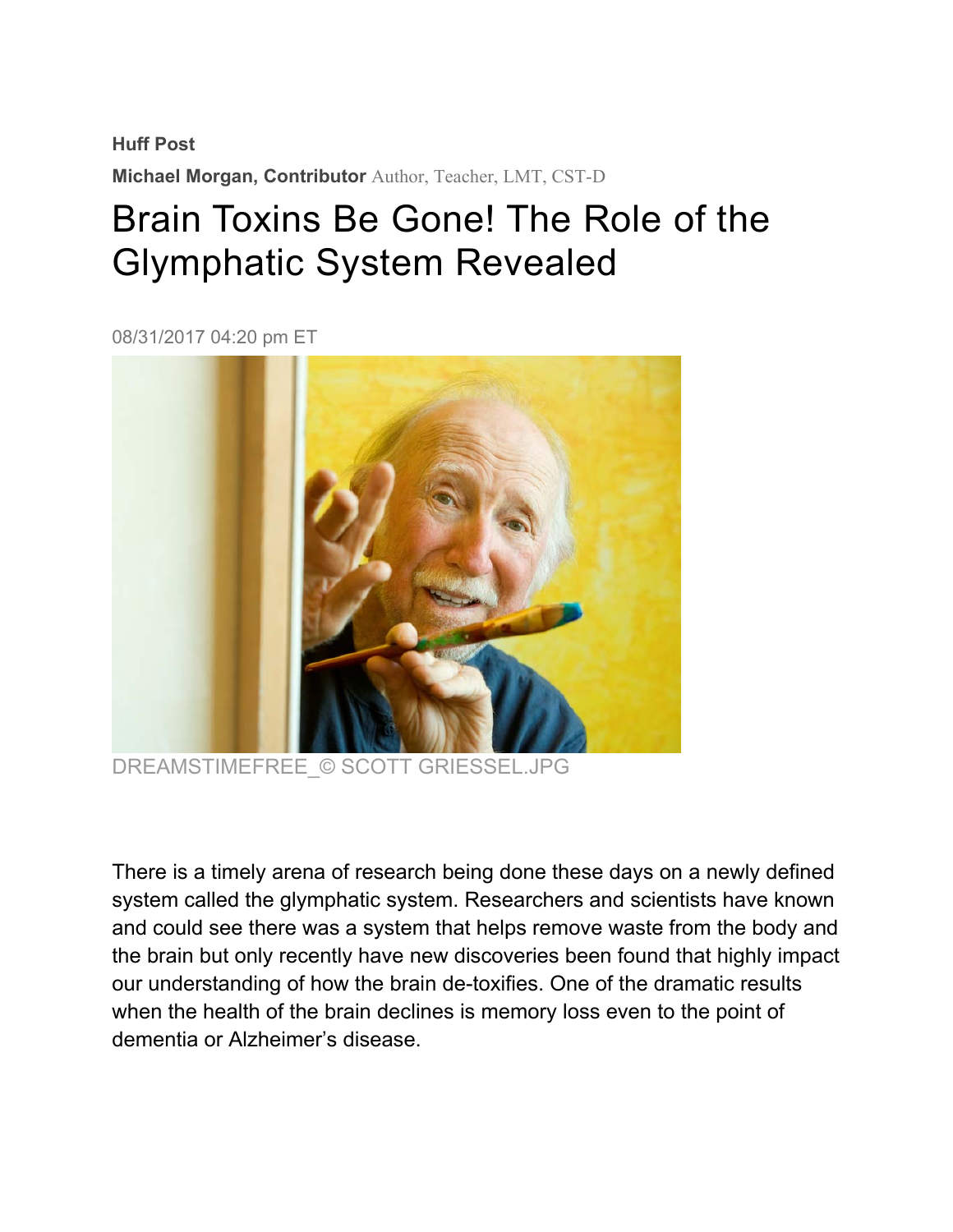**Huff Post**

**Michael Morgan, Contributor** Author, Teacher, LMT, CST-D

# Brain Toxins Be Gone! The Role of the Glymphatic System Revealed

08/31/2017 04:20 pm ET

DREAMSTIMEFREE_© SCOTT GRIESSEL.JPG

There is a timely arena of research being done these days on a newly defined system called the glymphatic system. Researchers and scientists have known and could see there was a system that helps remove waste from the body and the brain but only recently have new discoveries been found that highly impact our understanding of how the brain de-toxifies. One of the dramatic results when the health of the brain declines is memory loss even to the point of dementia or Alzheimer's disease.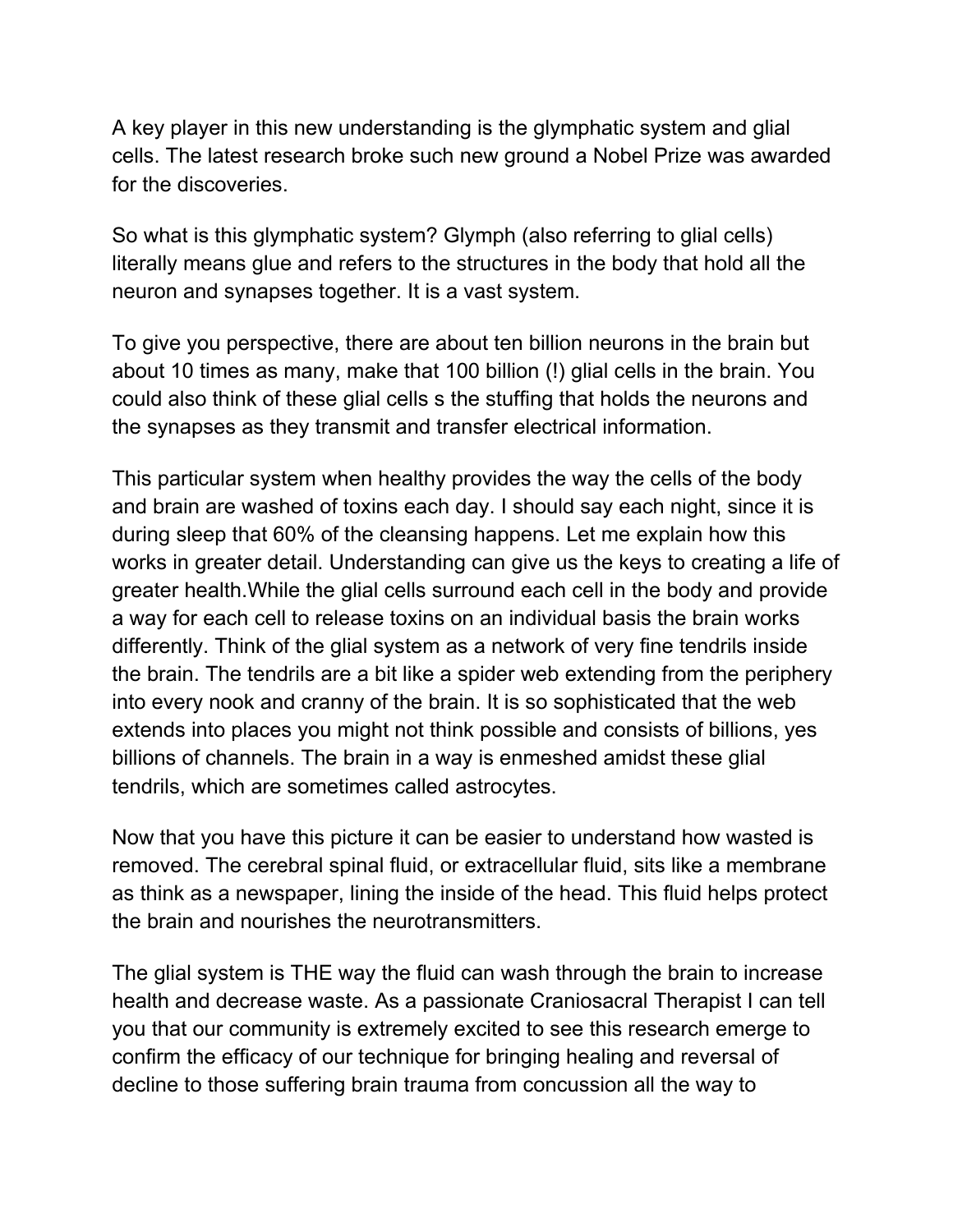A key player in this new understanding is the glymphatic system and glial cells. The latest research broke such new ground a Nobel Prize was awarded for the discoveries.

So what is this glymphatic system? Glymph (also referring to glial cells) literally means glue and refers to the structures in the body that hold all the neuron and synapses together. It is a vast system.

To give you perspective, there are about ten billion neurons in the brain but about 10 times as many, make that 100 billion (!) glial cells in the brain. You could also think of these glial cells s the stuffing that holds the neurons and the synapses as they transmit and transfer electrical information.

This particular system when healthy provides the way the cells of the body and brain are washed of toxins each day. I should say each night, since it is during sleep that 60% of the cleansing happens. Let me explain how this works in greater detail. Understanding can give us the keys to creating a life of greater health.While the glial cells surround each cell in the body and provide a way for each cell to release toxins on an individual basis the brain works differently. Think of the glial system as a network of very fine tendrils inside the brain. The tendrils are a bit like a spider web extending from the periphery into every nook and cranny of the brain. It is so sophisticated that the web extends into places you might not think possible and consists of billions, yes billions of channels. The brain in a way is enmeshed amidst these glial tendrils, which are sometimes called astrocytes.

Now that you have this picture it can be easier to understand how wasted is removed. The cerebral spinal fluid, or extracellular fluid, sits like a membrane as think as a newspaper, lining the inside of the head. This fluid helps protect the brain and nourishes the neurotransmitters.

The glial system is THE way the fluid can wash through the brain to increase health and decrease waste. As a passionate Craniosacral Therapist I can tell you that our community is extremely excited to see this research emerge to confirm the efficacy of our technique for bringing healing and reversal of decline to those suffering brain trauma from concussion all the way to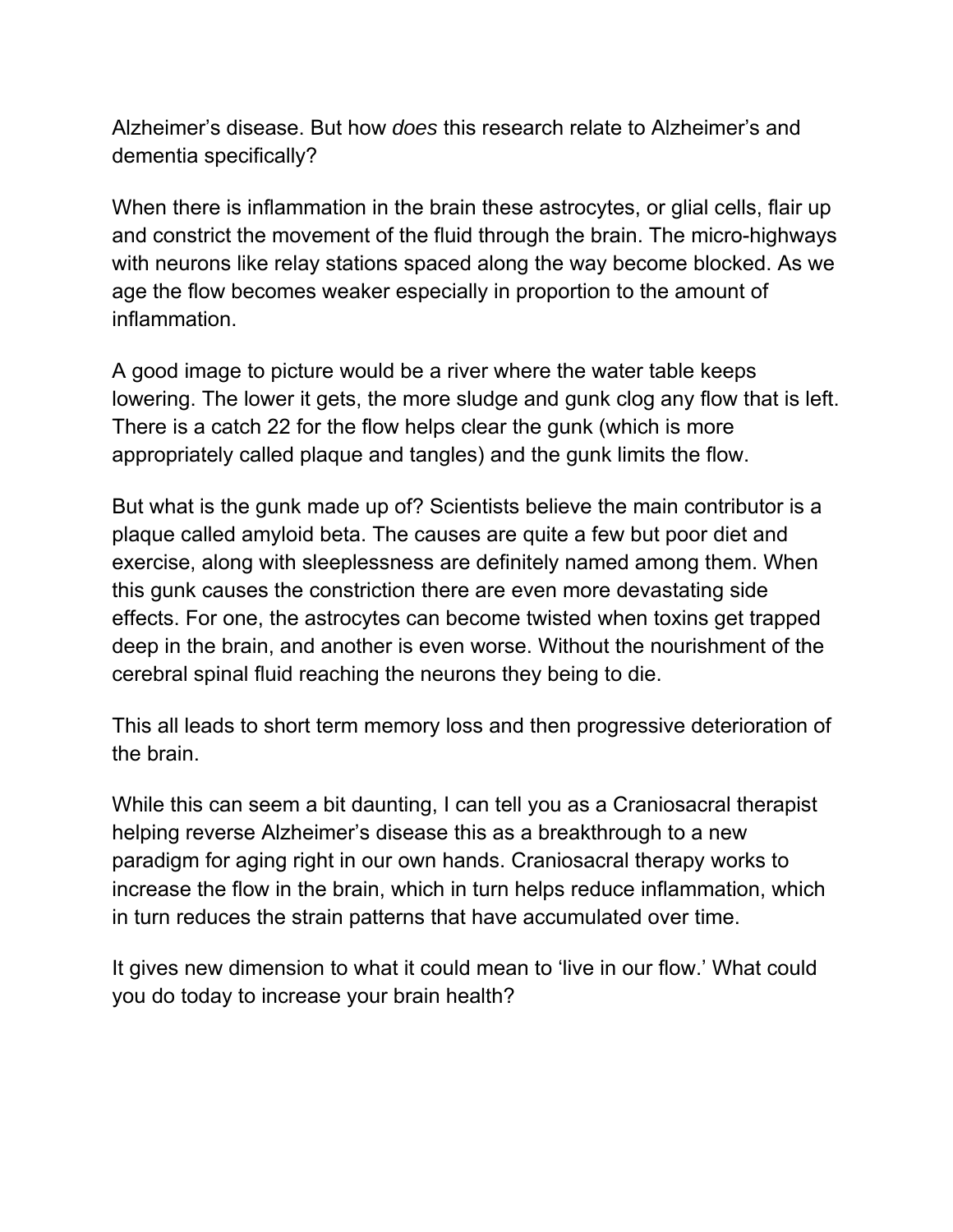Alzheimer's disease. But how *does* this research relate to Alzheimer's and dementia specifically?

When there is inflammation in the brain these astrocytes, or glial cells, flair up and constrict the movement of the fluid through the brain. The micro-highways with neurons like relay stations spaced along the way become blocked. As we age the flow becomes weaker especially in proportion to the amount of inflammation.

A good image to picture would be a river where the water table keeps lowering. The lower it gets, the more sludge and gunk clog any flow that is left. There is a catch 22 for the flow helps clear the gunk (which is more appropriately called plaque and tangles) and the gunk limits the flow.

But what is the gunk made up of? Scientists believe the main contributor is a plaque called amyloid beta. The causes are quite a few but poor diet and exercise, along with sleeplessness are definitely named among them. When this gunk causes the constriction there are even more devastating side effects. For one, the astrocytes can become twisted when toxins get trapped deep in the brain, and another is even worse. Without the nourishment of the cerebral spinal fluid reaching the neurons they being to die.

This all leads to short term memory loss and then progressive deterioration of the brain.

While this can seem a bit daunting, I can tell you as a Craniosacral therapist helping reverse Alzheimer's disease this as a breakthrough to a new paradigm for aging right in our own hands. Craniosacral therapy works to increase the flow in the brain, which in turn helps reduce inflammation, which in turn reduces the strain patterns that have accumulated over time.

It gives new dimension to what it could mean to 'live in our flow.' What could you do today to increase your brain health?